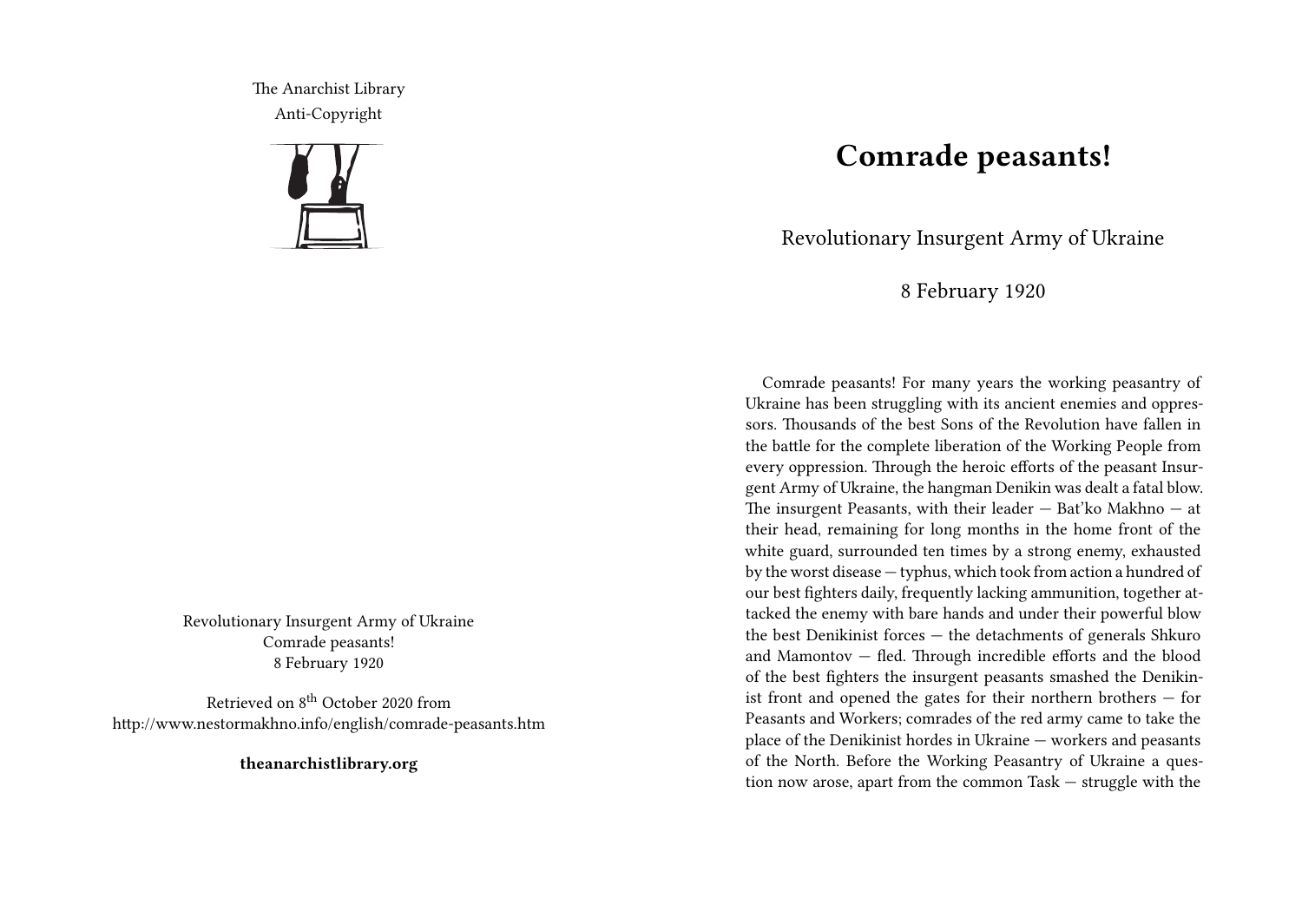The Anarchist Library
Anti-Copyright

Revolutionary Insurgent Army of Ukraine
Comrade peasants!
8 February 1920

Retrieved on 8th October 2020 from
http://www.nestormakhno.info/english/comrade-peasants.htm

**theanarchistlibrary.org**

# Comrade peasants!

Revolutionary Insurgent Army of Ukraine

8 February 1920

Comrade peasants! For many years the working peasantry of Ukraine has been struggling with its ancient enemies and oppressors. Thousands of the best Sons of the Revolution have fallen in the battle for the complete liberation of the Working People from every oppression. Through the heroic efforts of the peasant Insurgent Army of Ukraine, the hangman Denikin was dealt a fatal blow. The insurgent Peasants, with their leader — Bat'ko Makhno — at their head, remaining for long months in the home front of the white guard, surrounded ten times by a strong enemy, exhausted by the worst disease — typhus, which took from action a hundred of our best fighters daily, frequently lacking ammunition, together attacked the enemy with bare hands and under their powerful blow the best Denikinist forces — the detachments of generals Shkuro and Mamontov — fled. Through incredible efforts and the blood of the best fighters the insurgent peasants smashed the Denikinist front and opened the gates for their northern brothers — for Peasants and Workers; comrades of the red army came to take the place of the Denikinist hordes in Ukraine — workers and peasants of the North. Before the Working Peasantry of Ukraine a question now arose, apart from the common Task — struggle with the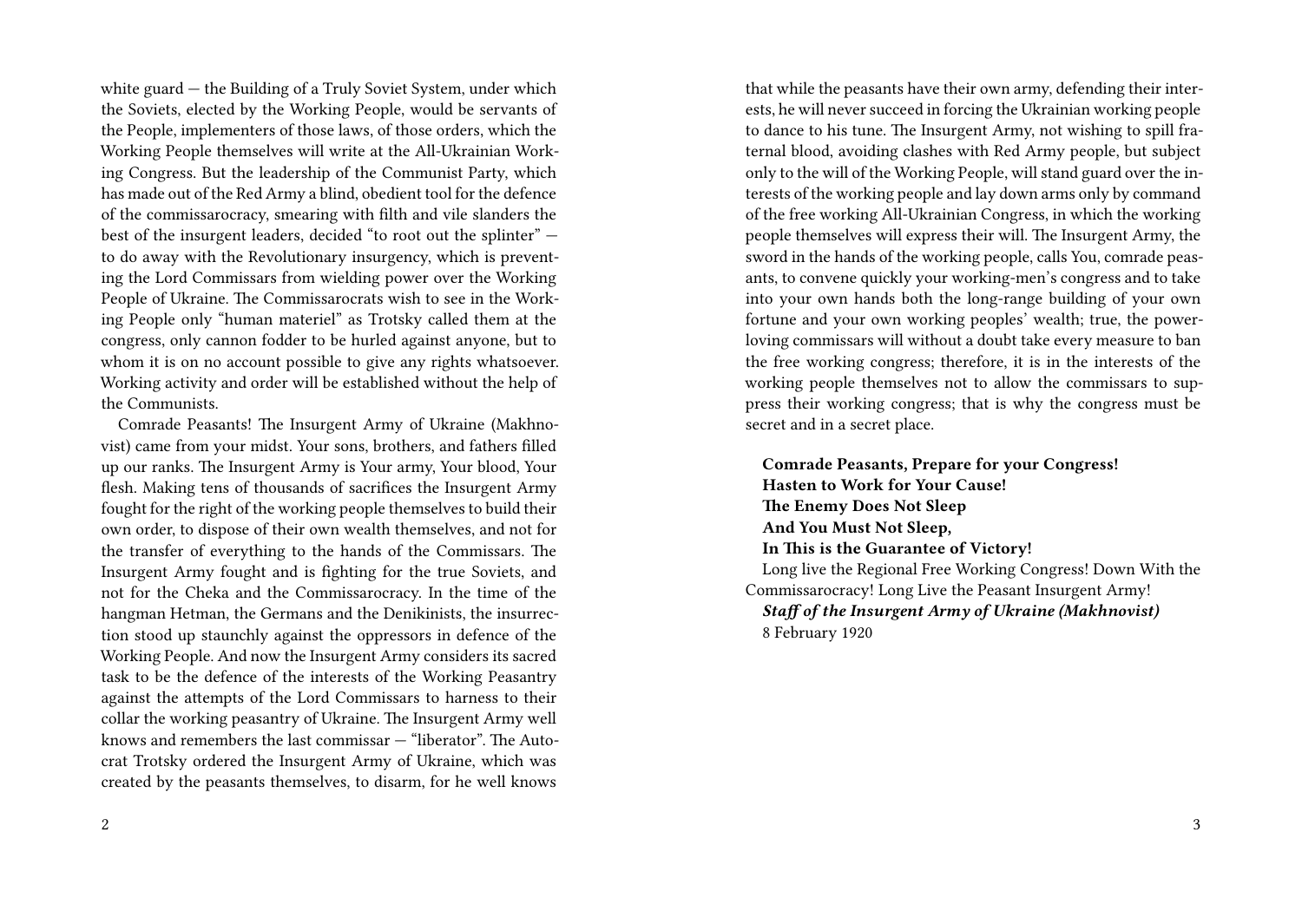white guard — the Building of a Truly Soviet System, under which the Soviets, elected by the Working People, would be servants of the People, implementers of those laws, of those orders, which the Working People themselves will write at the All-Ukrainian Working Congress. But the leadership of the Communist Party, which has made out of the Red Army a blind, obedient tool for the defence of the commissarocracy, smearing with filth and vile slanders the best of the insurgent leaders, decided "to root out the splinter" — to do away with the Revolutionary insurgency, which is preventing the Lord Commissars from wielding power over the Working People of Ukraine. The Commissarocrats wish to see in the Working People only "human materiel" as Trotsky called them at the congress, only cannon fodder to be hurled against anyone, but to whom it is on no account possible to give any rights whatsoever. Working activity and order will be established without the help of the Communists.

Comrade Peasants! The Insurgent Army of Ukraine (Makhnovist) came from your midst. Your sons, brothers, and fathers filled up our ranks. The Insurgent Army is Your army, Your blood, Your flesh. Making tens of thousands of sacrifices the Insurgent Army fought for the right of the working people themselves to build their own order, to dispose of their own wealth themselves, and not for the transfer of everything to the hands of the Commissars. The Insurgent Army fought and is fighting for the true Soviets, and not for the Cheka and the Commissarocracy. In the time of the hangman Hetman, the Germans and the Denikinists, the insurrection stood up staunchly against the oppressors in defence of the Working People. And now the Insurgent Army considers its sacred task to be the defence of the interests of the Working Peasantry against the attempts of the Lord Commissars to harness to their collar the working peasantry of Ukraine. The Insurgent Army well knows and remembers the last commissar — "liberator". The Autocrat Trotsky ordered the Insurgent Army of Ukraine, which was created by the peasants themselves, to disarm, for he well knows that while the peasants have their own army, defending their interests, he will never succeed in forcing the Ukrainian working people to dance to his tune. The Insurgent Army, not wishing to spill fraternal blood, avoiding clashes with Red Army people, but subject only to the will of the Working People, will stand guard over the interests of the working people and lay down arms only by command of the free working All-Ukrainian Congress, in which the working people themselves will express their will. The Insurgent Army, the sword in the hands of the working people, calls You, comrade peasants, to convene quickly your working-men's congress and to take into your own hands both the long-range building of your own fortune and your own working peoples' wealth; true, the power-loving commissars will without a doubt take every measure to ban the free working congress; therefore, it is in the interests of the working people themselves not to allow the commissars to suppress their working congress; that is why the congress must be secret and in a secret place.

**Comrade Peasants, Prepare for your Congress!**
**Hasten to Work for Your Cause!**
**The Enemy Does Not Sleep**
**And You Must Not Sleep,**
**In This is the Guarantee of Victory!**

Long live the Regional Free Working Congress! Down With the Commissarocracy! Long Live the Peasant Insurgent Army!

***Staff of the Insurgent Army of Ukraine (Makhnovist)***

8 February 1920